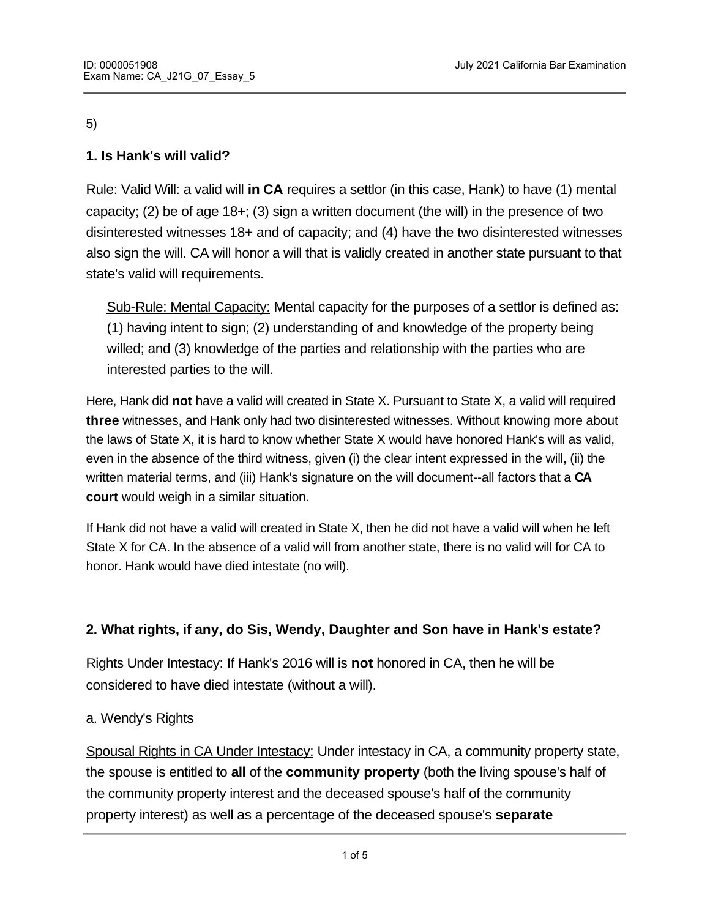5)

**1. Is Hank's will valid?**

Rule: Valid Will: a valid will **in CA** requires a settlor (in this case, Hank) to have (1) mental capacity; (2) be of age 18+; (3) sign a written document (the will) in the presence of two disinterested witnesses 18+ and of capacity; and (4) have the two disinterested witnesses also sign the will. CA will honor a will that is validly created in another state pursuant to that state's valid will requirements.

> Sub-Rule: Mental Capacity: Mental capacity for the purposes of a settlor is defined as: (1) having intent to sign; (2) understanding of and knowledge of the property being willed; and (3) knowledge of the parties and relationship with the parties who are interested parties to the will.

Here, Hank did **not** have a valid will created in State X. Pursuant to State X, a valid will required **three** witnesses, and Hank only had two disinterested witnesses. Without knowing more about the laws of State X, it is hard to know whether State X would have honored Hank's will as valid, even in the absence of the third witness, given (i) the clear intent expressed in the will, (ii) the written material terms, and (iii) Hank's signature on the will document--all factors that a **CA court** would weigh in a similar situation.

If Hank did not have a valid will created in State X, then he did not have a valid will when he left State X for CA. In the absence of a valid will from another state, there is no valid will for CA to honor. Hank would have died intestate (no will).

**2. What rights, if any, do Sis, Wendy, Daughter and Son have in Hank's estate?**

Rights Under Intestacy: If Hank's 2016 will is **not** honored in CA, then he will be considered to have died intestate (without a will).

a. Wendy's Rights

Spousal Rights in CA Under Intestacy: Under intestacy in CA, a community property state, the spouse is entitled to **all** of the **community property** (both the living spouse's half of the community property interest and the deceased spouse's half of the community property interest) as well as a percentage of the deceased spouse's **separate**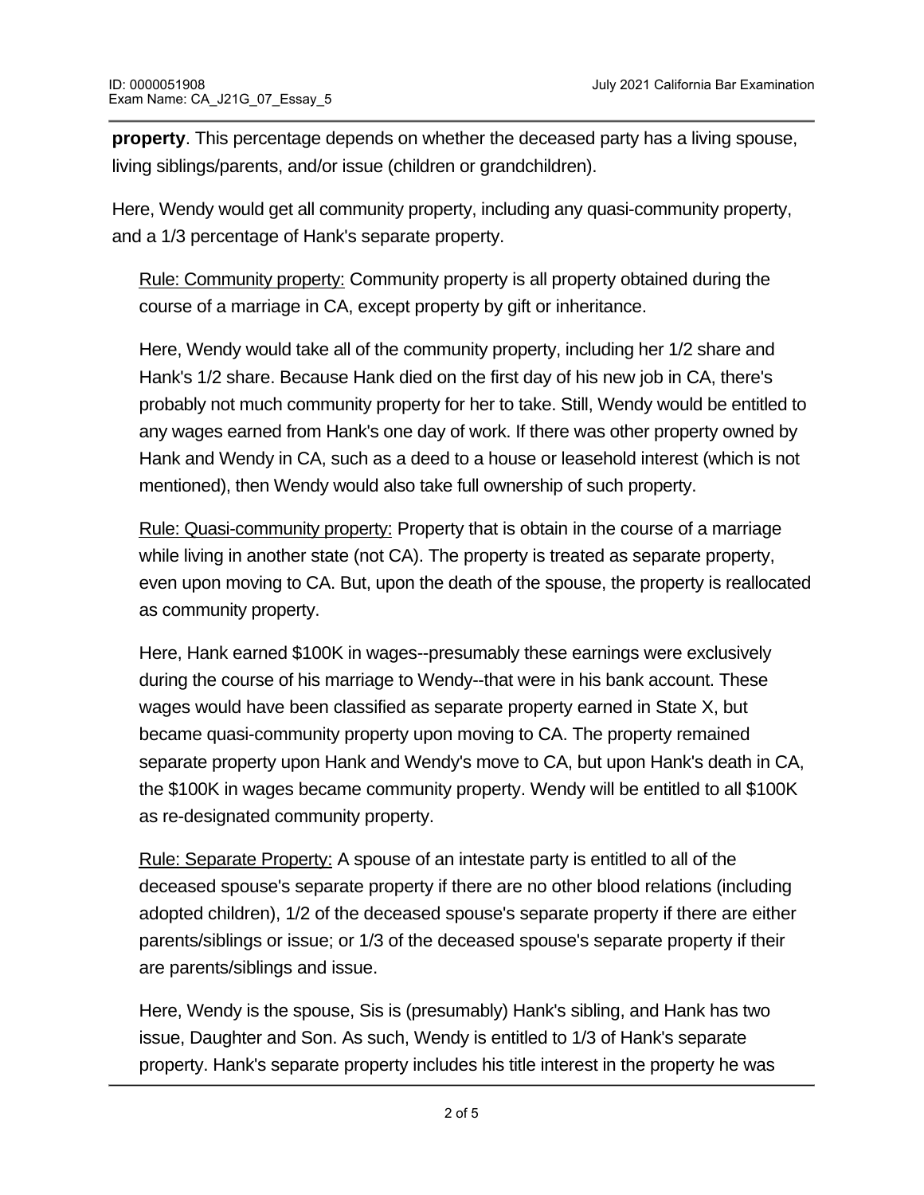**property**. This percentage depends on whether the deceased party has a living spouse, living siblings/parents, and/or issue (children or grandchildren).

Here, Wendy would get all community property, including any quasi-community property, and a 1/3 percentage of Hank's separate property.

<u>Rule: Community property:</u> Community property is all property obtained during the course of a marriage in CA, except property by gift or inheritance.

Here, Wendy would take all of the community property, including her 1/2 share and Hank's 1/2 share. Because Hank died on the first day of his new job in CA, there's probably not much community property for her to take. Still, Wendy would be entitled to any wages earned from Hank's one day of work. If there was other property owned by Hank and Wendy in CA, such as a deed to a house or leasehold interest (which is not mentioned), then Wendy would also take full ownership of such property.

<u>Rule: Quasi-community property:</u> Property that is obtain in the course of a marriage while living in another state (not CA). The property is treated as separate property, even upon moving to CA. But, upon the death of the spouse, the property is reallocated as community property.

Here, Hank earned $100K in wages--presumably these earnings were exclusively during the course of his marriage to Wendy--that were in his bank account. These wages would have been classified as separate property earned in State X, but became quasi-community property upon moving to CA. The property remained separate property upon Hank and Wendy's move to CA, but upon Hank's death in CA, the $100K in wages became community property. Wendy will be entitled to all $100K as re-designated community property.

<u>Rule: Separate Property:</u> A spouse of an intestate party is entitled to all of the deceased spouse's separate property if there are no other blood relations (including adopted children), 1/2 of the deceased spouse's separate property if there are either parents/siblings or issue; or 1/3 of the deceased spouse's separate property if their are parents/siblings and issue.

Here, Wendy is the spouse, Sis is (presumably) Hank's sibling, and Hank has two issue, Daughter and Son. As such, Wendy is entitled to 1/3 of Hank's separate property. Hank's separate property includes his title interest in the property he was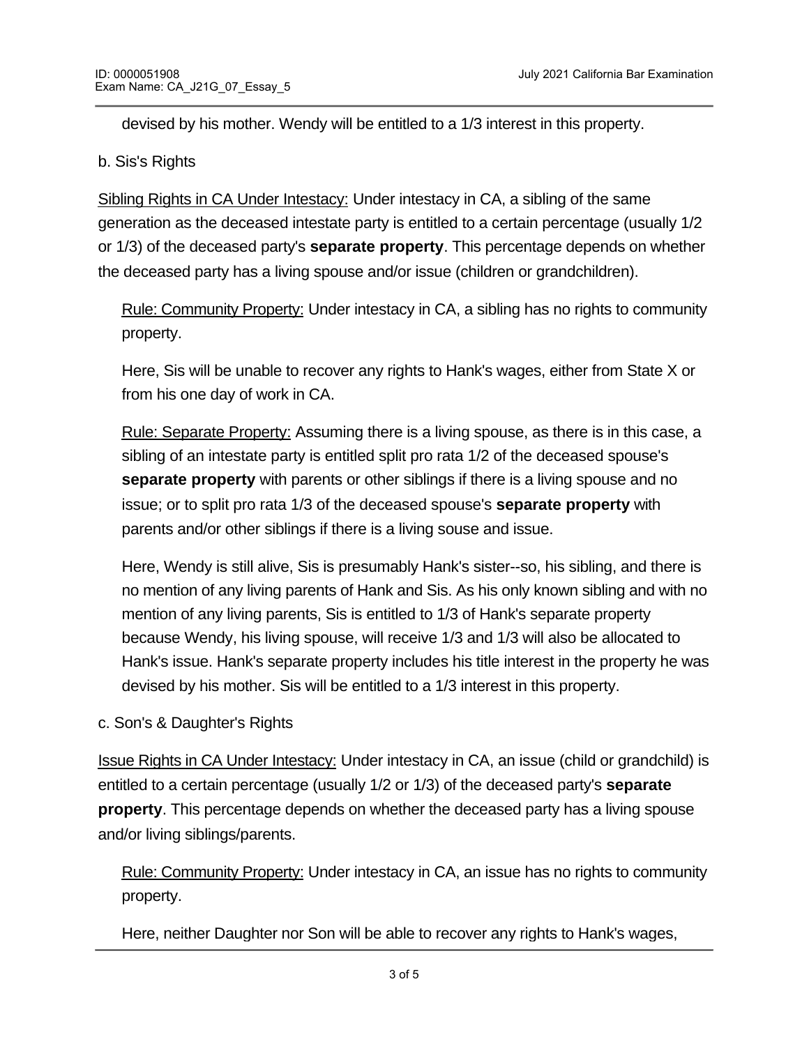devised by his mother. Wendy will be entitled to a 1/3 interest in this property.

b. Sis's Rights

<u>Sibling Rights in CA Under Intestacy:</u> Under intestacy in CA, a sibling of the same generation as the deceased intestate party is entitled to a certain percentage (usually 1/2 or 1/3) of the deceased party's **separate property**. This percentage depends on whether the deceased party has a living spouse and/or issue (children or grandchildren).

<u>Rule: Community Property:</u> Under intestacy in CA, a sibling has no rights to community property.

Here, Sis will be unable to recover any rights to Hank's wages, either from State X or from his one day of work in CA.

<u>Rule: Separate Property:</u> Assuming there is a living spouse, as there is in this case, a sibling of an intestate party is entitled split pro rata 1/2 of the deceased spouse's **separate property** with parents or other siblings if there is a living spouse and no issue; or to split pro rata 1/3 of the deceased spouse's **separate property** with parents and/or other siblings if there is a living souse and issue.

Here, Wendy is still alive, Sis is presumably Hank's sister--so, his sibling, and there is no mention of any living parents of Hank and Sis. As his only known sibling and with no mention of any living parents, Sis is entitled to 1/3 of Hank's separate property because Wendy, his living spouse, will receive 1/3 and 1/3 will also be allocated to Hank's issue. Hank's separate property includes his title interest in the property he was devised by his mother. Sis will be entitled to a 1/3 interest in this property.

c. Son's & Daughter's Rights

<u>Issue Rights in CA Under Intestacy:</u> Under intestacy in CA, an issue (child or grandchild) is entitled to a certain percentage (usually 1/2 or 1/3) of the deceased party's **separate property**. This percentage depends on whether the deceased party has a living spouse and/or living siblings/parents.

<u>Rule: Community Property:</u> Under intestacy in CA, an issue has no rights to community property.

Here, neither Daughter nor Son will be able to recover any rights to Hank's wages,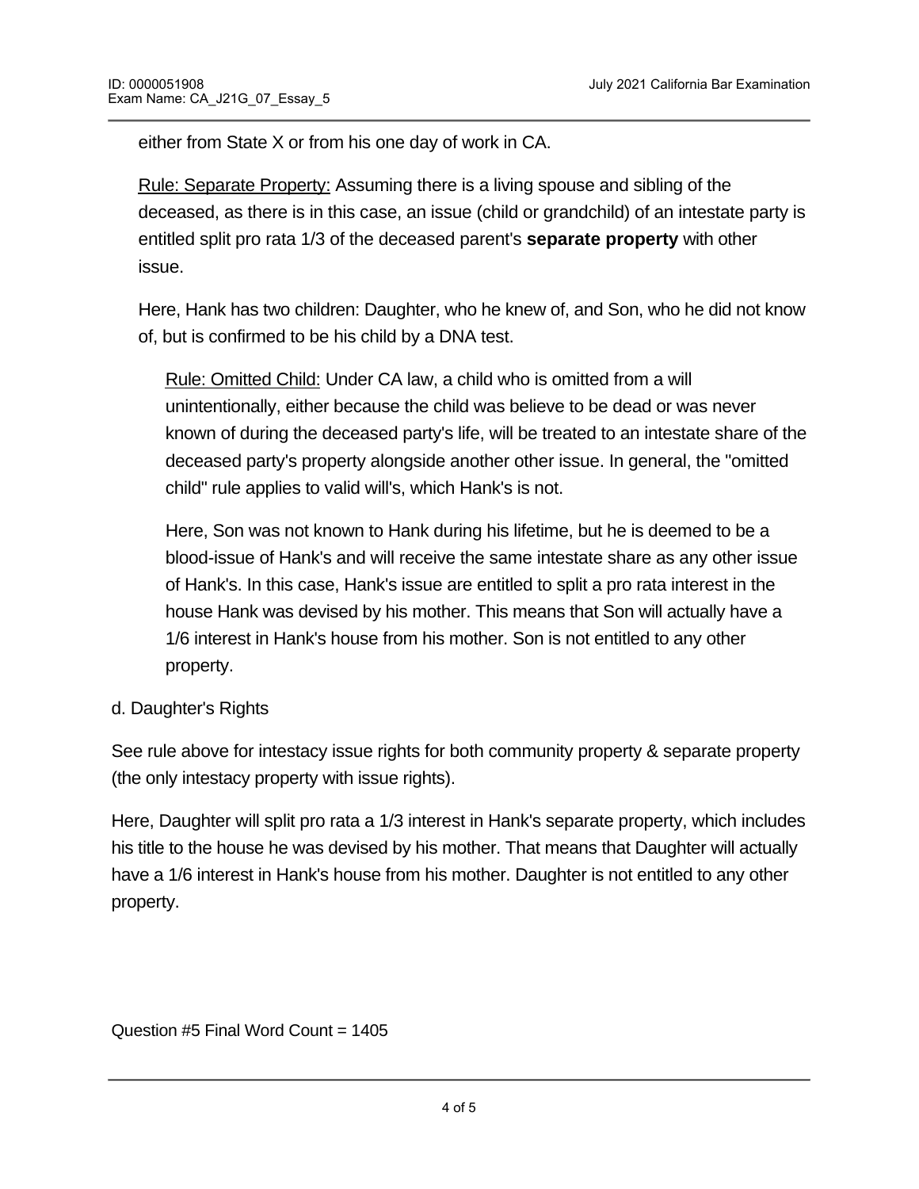either from State X or from his one day of work in CA.

Rule: Separate Property: Assuming there is a living spouse and sibling of the deceased, as there is in this case, an issue (child or grandchild) of an intestate party is entitled split pro rata 1/3 of the deceased parent's **separate property** with other issue.

Here, Hank has two children: Daughter, who he knew of, and Son, who he did not know of, but is confirmed to be his child by a DNA test.

Rule: Omitted Child: Under CA law, a child who is omitted from a will unintentionally, either because the child was believe to be dead or was never known of during the deceased party's life, will be treated to an intestate share of the deceased party's property alongside another other issue. In general, the "omitted child" rule applies to valid will's, which Hank's is not.

Here, Son was not known to Hank during his lifetime, but he is deemed to be a blood-issue of Hank's and will receive the same intestate share as any other issue of Hank's. In this case, Hank's issue are entitled to split a pro rata interest in the house Hank was devised by his mother. This means that Son will actually have a 1/6 interest in Hank's house from his mother. Son is not entitled to any other property.

d. Daughter's Rights

See rule above for intestacy issue rights for both community property & separate property (the only intestacy property with issue rights).

Here, Daughter will split pro rata a 1/3 interest in Hank's separate property, which includes his title to the house he was devised by his mother. That means that Daughter will actually have a 1/6 interest in Hank's house from his mother. Daughter is not entitled to any other property.

Question #5 Final Word Count = 1405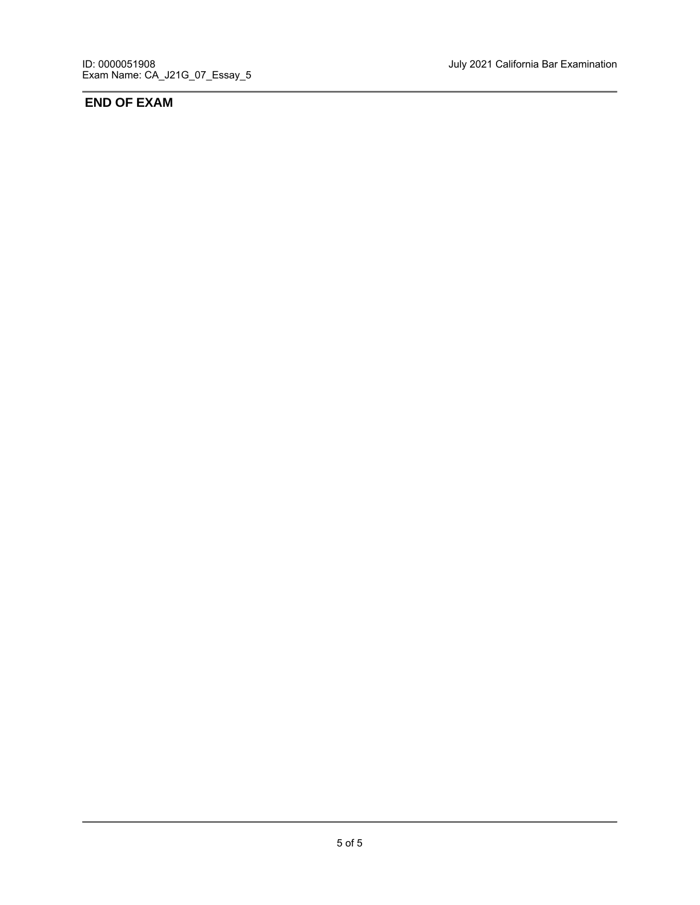**END OF EXAM**